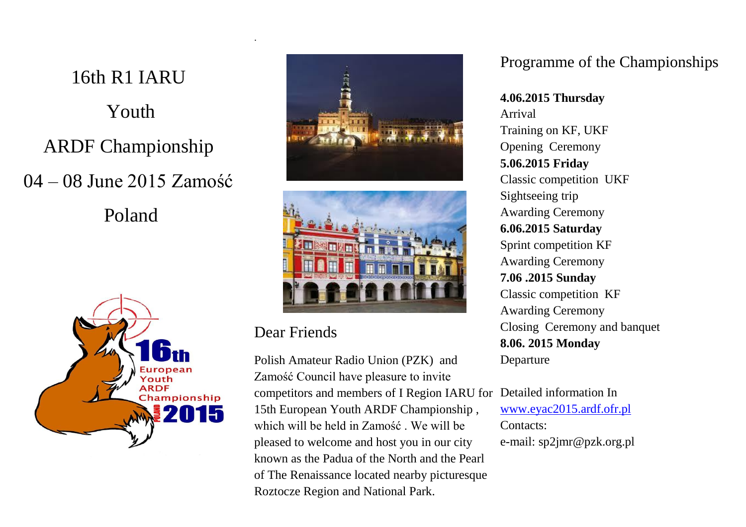# 16th R1 IARU

# Youth

# ARDF Championship

# 04 – 08 June 2015 Zamość

# Poland

## Dear Friends

Polish Amateur Radio Union (PZK) and Zamość Council have pleasure to invite competitors and members of I Region IARU for 15th European Youth ARDF Championship , which will be held in Zamość . We will be pleased to welcome and host you in our city known as the Padua of the North and the Pearl of The Renaissance located nearby picturesque Roztocze Region and National Park.

## Programme of the Championships

**4.06.2015 Thursday**
Arrival
Training on KF, UKF
Opening Ceremony

**5.06.2015 Friday**
Classic competition UKF
Sightseeing trip
Awarding Ceremony

**6.06.2015 Saturday**
Sprint competition KF
Awarding Ceremony

**7.06 .2015 Sunday**
Classic competition KF
Awarding Ceremony
Closing Ceremony and banquet

**8.06. 2015 Monday**
Departure

Detailed information In
www.eyac2015.ardf.ofr.pl
Contacts:
e-mail: sp2jmr@pzk.org.pl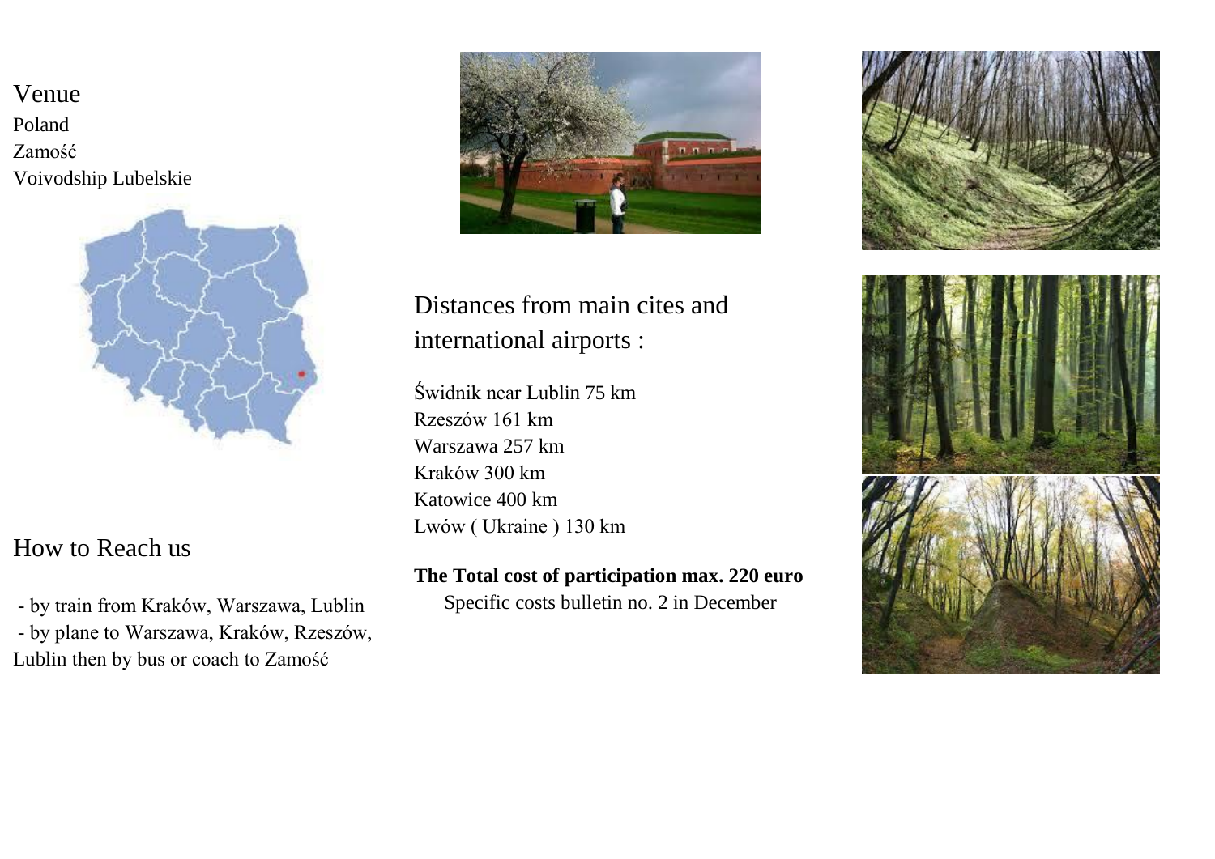## Venue

Poland
Zamość
Voivodship Lubelskie

## How to Reach us

- by train from Kraków, Warszawa, Lublin
- by plane to Warszawa, Kraków, Rzeszów, Lublin then by bus or coach to Zamość

## Distances from main cites and international airports :

Świdnik near Lublin 75 km
Rzeszów 161 km
Warszawa 257 km
Kraków 300 km
Katowice 400 km
Lwów ( Ukraine ) 130 km

**The Total cost of participation max. 220 euro**

Specific costs bulletin no. 2 in December